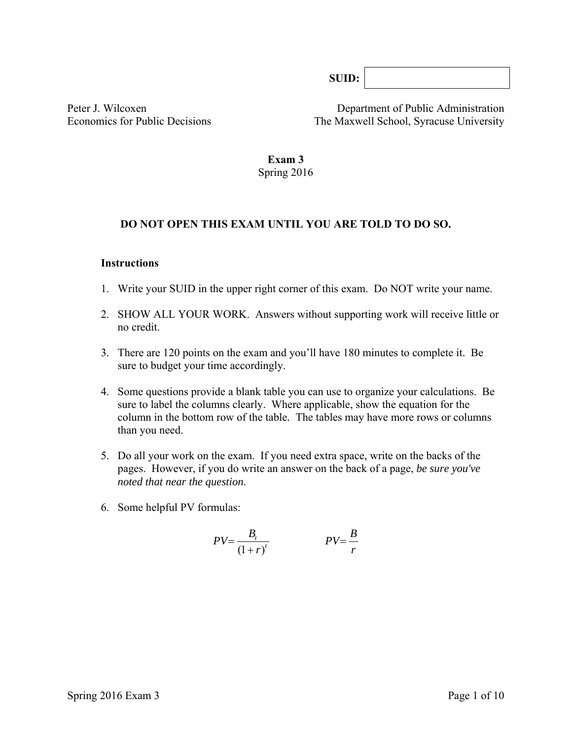SUID:

Peter J. Wilcoxen
Economics for Public Decisions

Department of Public Administration
The Maxwell School, Syracuse University

**Exam 3**
Spring 2016

**DO NOT OPEN THIS EXAM UNTIL YOU ARE TOLD TO DO SO.**

**Instructions**

1. Write your SUID in the upper right corner of this exam. Do NOT write your name.

2. SHOW ALL YOUR WORK. Answers without supporting work will receive little or no credit.

3. There are 120 points on the exam and you'll have 180 minutes to complete it. Be sure to budget your time accordingly.

4. Some questions provide a blank table you can use to organize your calculations. Be sure to label the columns clearly. Where applicable, show the equation for the column in the bottom row of the table. The tables may have more rows or columns than you need.

5. Do all your work on the exam. If you need extra space, write on the backs of the pages. However, if you do write an answer on the back of a page, *be sure you've noted that near the question*.

6. Some helpful PV formulas:

$$PV = \frac{B_t}{(1+r)^t} \qquad\qquad PV = \frac{B}{r}$$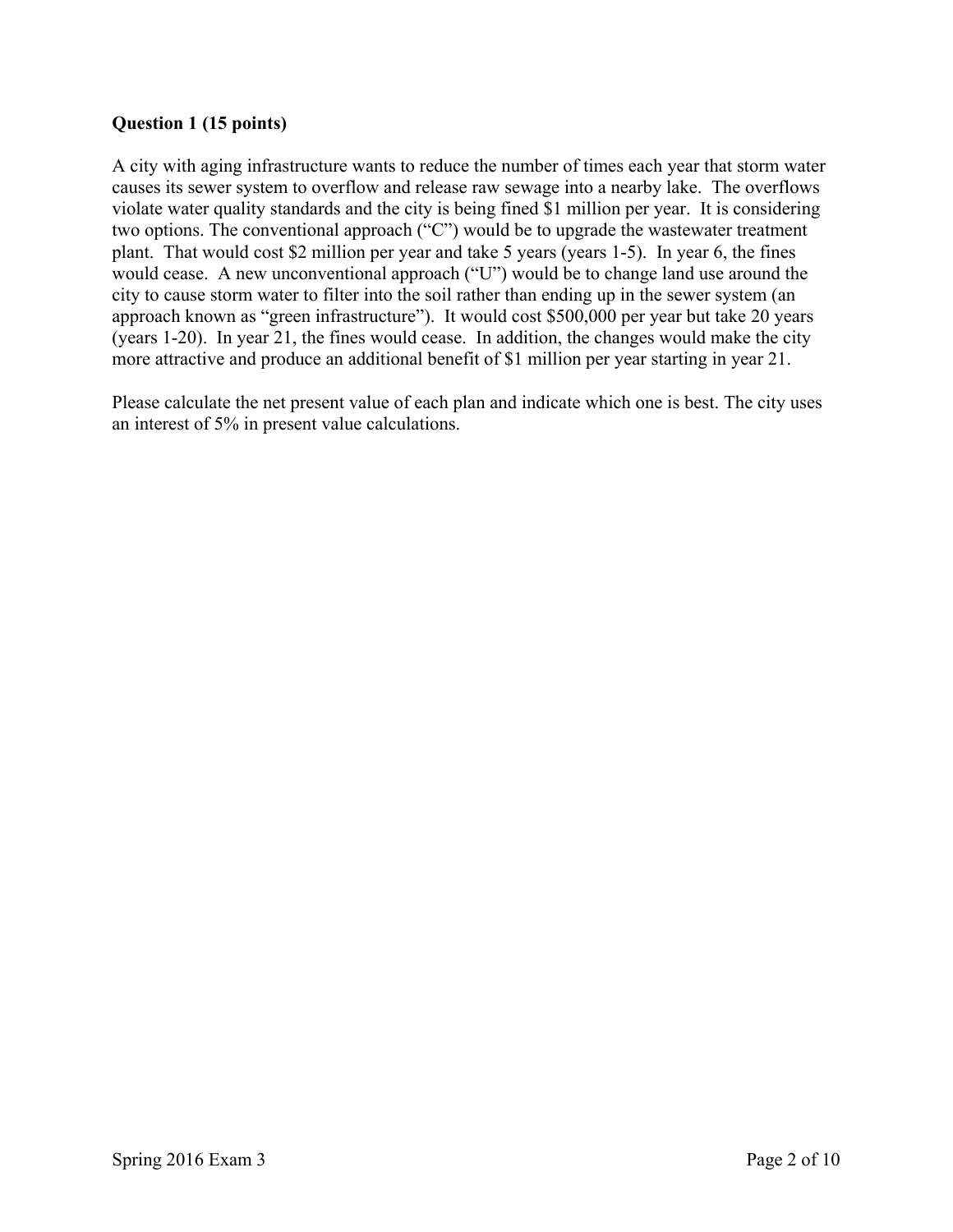**Question 1 (15 points)**

A city with aging infrastructure wants to reduce the number of times each year that storm water causes its sewer system to overflow and release raw sewage into a nearby lake. The overflows violate water quality standards and the city is being fined $1 million per year. It is considering two options. The conventional approach ("C") would be to upgrade the wastewater treatment plant. That would cost $2 million per year and take 5 years (years 1-5). In year 6, the fines would cease. A new unconventional approach ("U") would be to change land use around the city to cause storm water to filter into the soil rather than ending up in the sewer system (an approach known as "green infrastructure"). It would cost $500,000 per year but take 20 years (years 1-20). In year 21, the fines would cease. In addition, the changes would make the city more attractive and produce an additional benefit of $1 million per year starting in year 21.

Please calculate the net present value of each plan and indicate which one is best. The city uses an interest of 5% in present value calculations.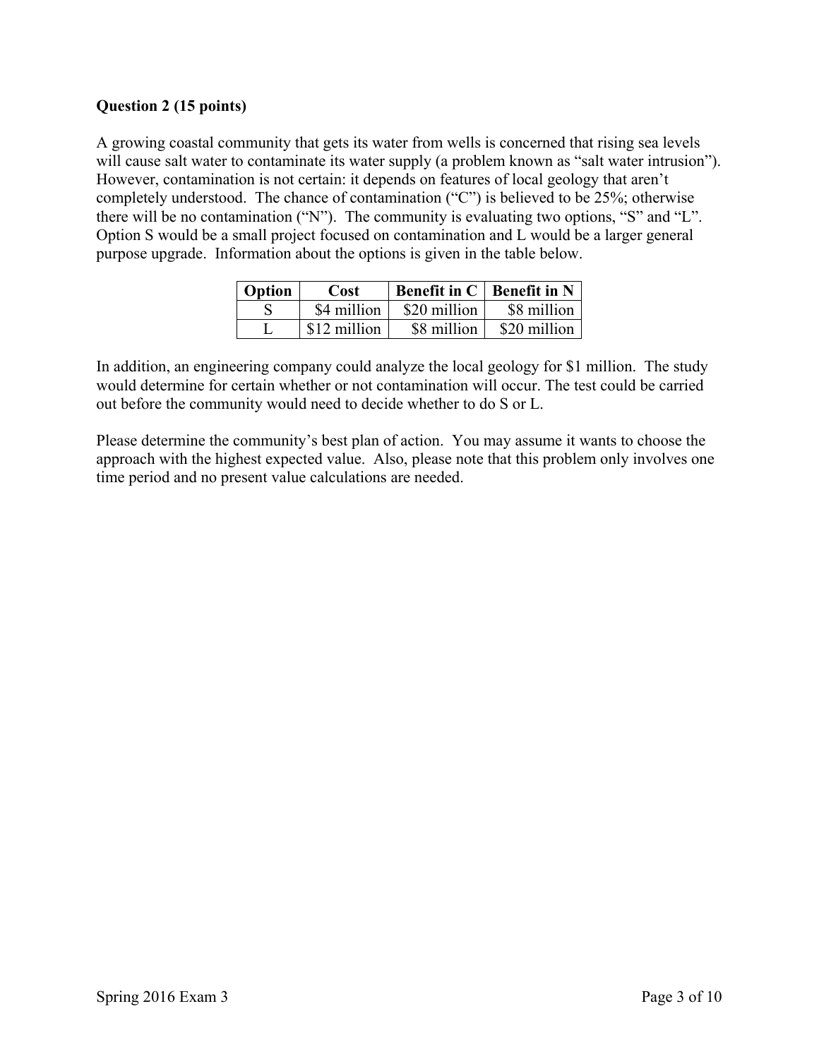**Question 2 (15 points)**

A growing coastal community that gets its water from wells is concerned that rising sea levels will cause salt water to contaminate its water supply (a problem known as "salt water intrusion"). However, contamination is not certain: it depends on features of local geology that aren't completely understood. The chance of contamination ("C") is believed to be 25%; otherwise there will be no contamination ("N"). The community is evaluating two options, "S" and "L". Option S would be a small project focused on contamination and L would be a larger general purpose upgrade. Information about the options is given in the table below.

| Option | Cost | Benefit in C | Benefit in N |
|---|---|---|---|
| S | $4 million | $20 million | $8 million |
| L | $12 million | $8 million | $20 million |

In addition, an engineering company could analyze the local geology for $1 million. The study would determine for certain whether or not contamination will occur. The test could be carried out before the community would need to decide whether to do S or L.

Please determine the community's best plan of action. You may assume it wants to choose the approach with the highest expected value. Also, please note that this problem only involves one time period and no present value calculations are needed.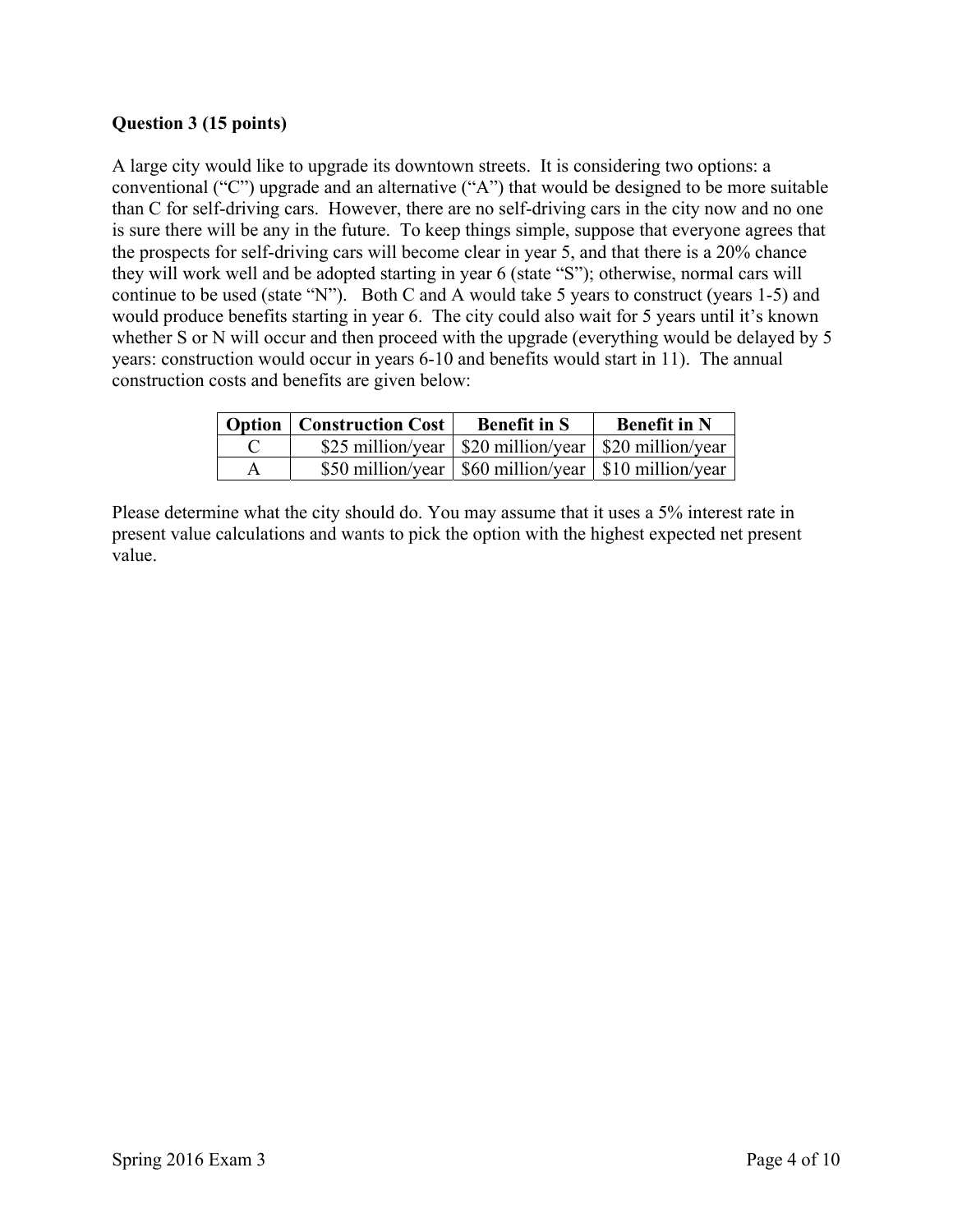**Question 3 (15 points)**

A large city would like to upgrade its downtown streets. It is considering two options: a conventional ("C") upgrade and an alternative ("A") that would be designed to be more suitable than C for self-driving cars. However, there are no self-driving cars in the city now and no one is sure there will be any in the future. To keep things simple, suppose that everyone agrees that the prospects for self-driving cars will become clear in year 5, and that there is a 20% chance they will work well and be adopted starting in year 6 (state "S"); otherwise, normal cars will continue to be used (state "N"). Both C and A would take 5 years to construct (years 1-5) and would produce benefits starting in year 6. The city could also wait for 5 years until it's known whether S or N will occur and then proceed with the upgrade (everything would be delayed by 5 years: construction would occur in years 6-10 and benefits would start in 11). The annual construction costs and benefits are given below:

| Option | Construction Cost | Benefit in S | Benefit in N |
|---|---|---|---|
| C | \$25 million/year | \$20 million/year | \$20 million/year |
| A | \$50 million/year | \$60 million/year | \$10 million/year |

Please determine what the city should do. You may assume that it uses a 5% interest rate in present value calculations and wants to pick the option with the highest expected net present value.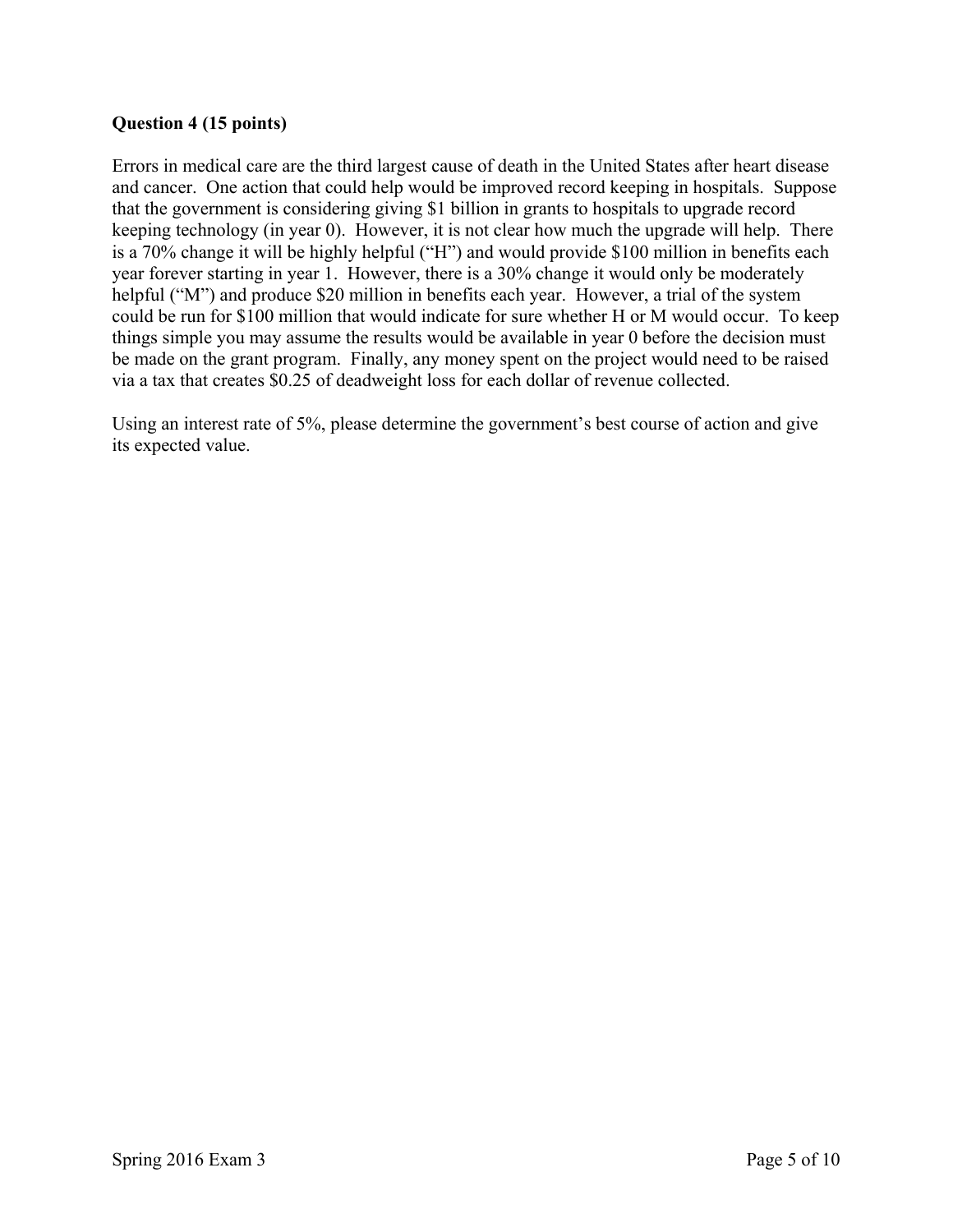**Question 4 (15 points)**

Errors in medical care are the third largest cause of death in the United States after heart disease and cancer. One action that could help would be improved record keeping in hospitals. Suppose that the government is considering giving $1 billion in grants to hospitals to upgrade record keeping technology (in year 0). However, it is not clear how much the upgrade will help. There is a 70% change it will be highly helpful ("H") and would provide $100 million in benefits each year forever starting in year 1. However, there is a 30% change it would only be moderately helpful ("M") and produce $20 million in benefits each year. However, a trial of the system could be run for $100 million that would indicate for sure whether H or M would occur. To keep things simple you may assume the results would be available in year 0 before the decision must be made on the grant program. Finally, any money spent on the project would need to be raised via a tax that creates $0.25 of deadweight loss for each dollar of revenue collected.

Using an interest rate of 5%, please determine the government's best course of action and give its expected value.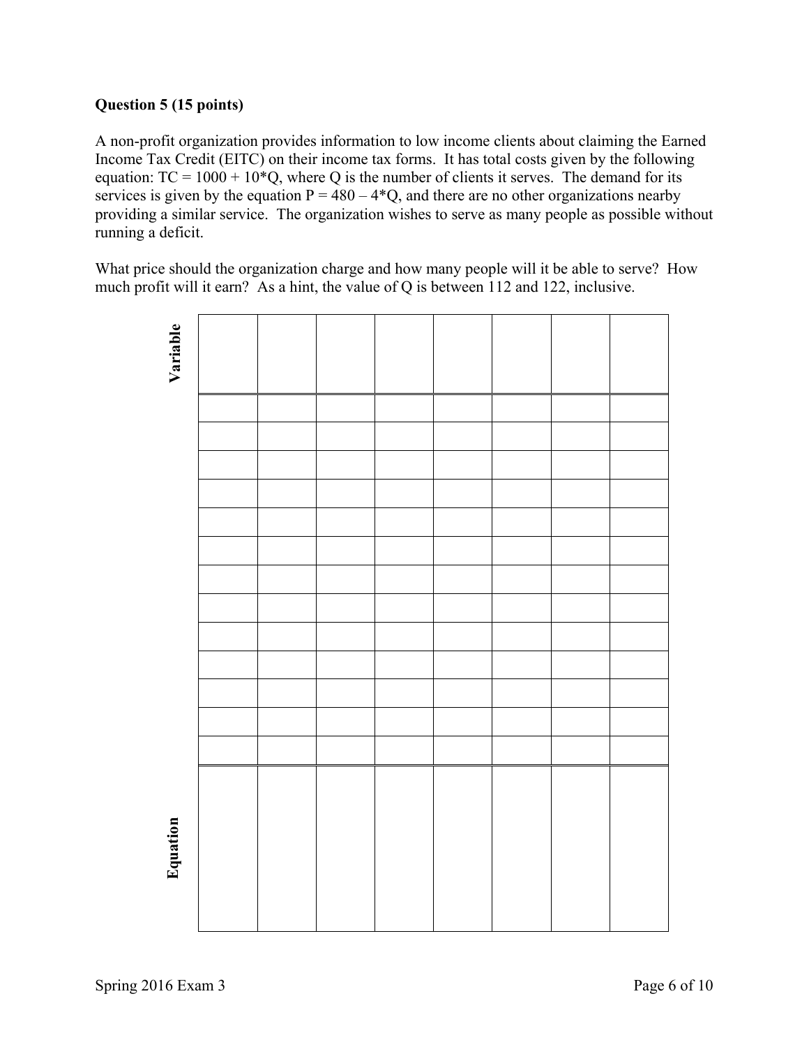**Question 5 (15 points)**

A non-profit organization provides information to low income clients about claiming the Earned Income Tax Credit (EITC) on their income tax forms. It has total costs given by the following equation: TC = 1000 + 10*Q, where Q is the number of clients it serves. The demand for its services is given by the equation P = 480 – 4*Q, and there are no other organizations nearby providing a similar service. The organization wishes to serve as many people as possible without running a deficit.

What price should the organization charge and how many people will it be able to serve? How much profit will it earn? As a hint, the value of Q is between 112 and 122, inclusive.

| Variable | | | | | | | |
|---|---|---|---|---|---|---|---|
| | | | | | | | |
| | | | | | | | |
| | | | | | | | |
| | | | | | | | |
| | | | | | | | |
| | | | | | | | |
| | | | | | | | |
| | | | | | | | |
| | | | | | | | |
| | | | | | | | |
| | | | | | | | |
| | | | | | | | |
| | | | | | | | |
| **Equation** | | | | | | | |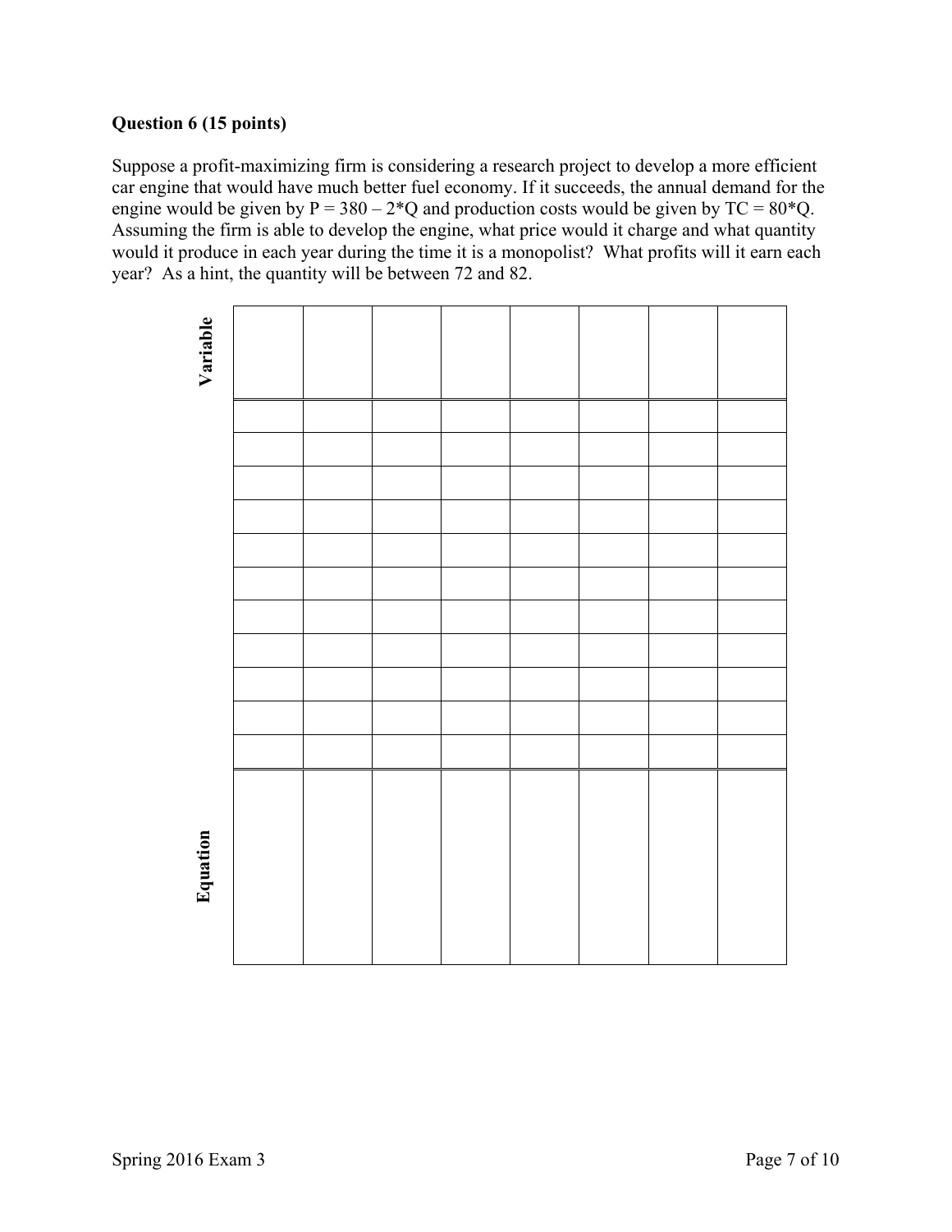### Question 6 (15 points)

Suppose a profit-maximizing firm is considering a research project to develop a more efficient car engine that would have much better fuel economy. If it succeeds, the annual demand for the engine would be given by $P = 380 - 2*Q$ and production costs would be given by $TC = 80*Q$. Assuming the firm is able to develop the engine, what price would it charge and what quantity would it produce in each year during the time it is a monopolist? What profits will it earn each year? As a hint, the quantity will be between 72 and 82.

| **Variable** | | | | | | | |
|---|---|---|---|---|---|---|---|
| | | | | | | | |
| | | | | | | | |
| | | | | | | | |
| | | | | | | | |
| | | | | | | | |
| | | | | | | | |
| | | | | | | | |
| | | | | | | | |
| | | | | | | | |
| | | | | | | | |
| | | | | | | | |
| **Equation** | | | | | | | |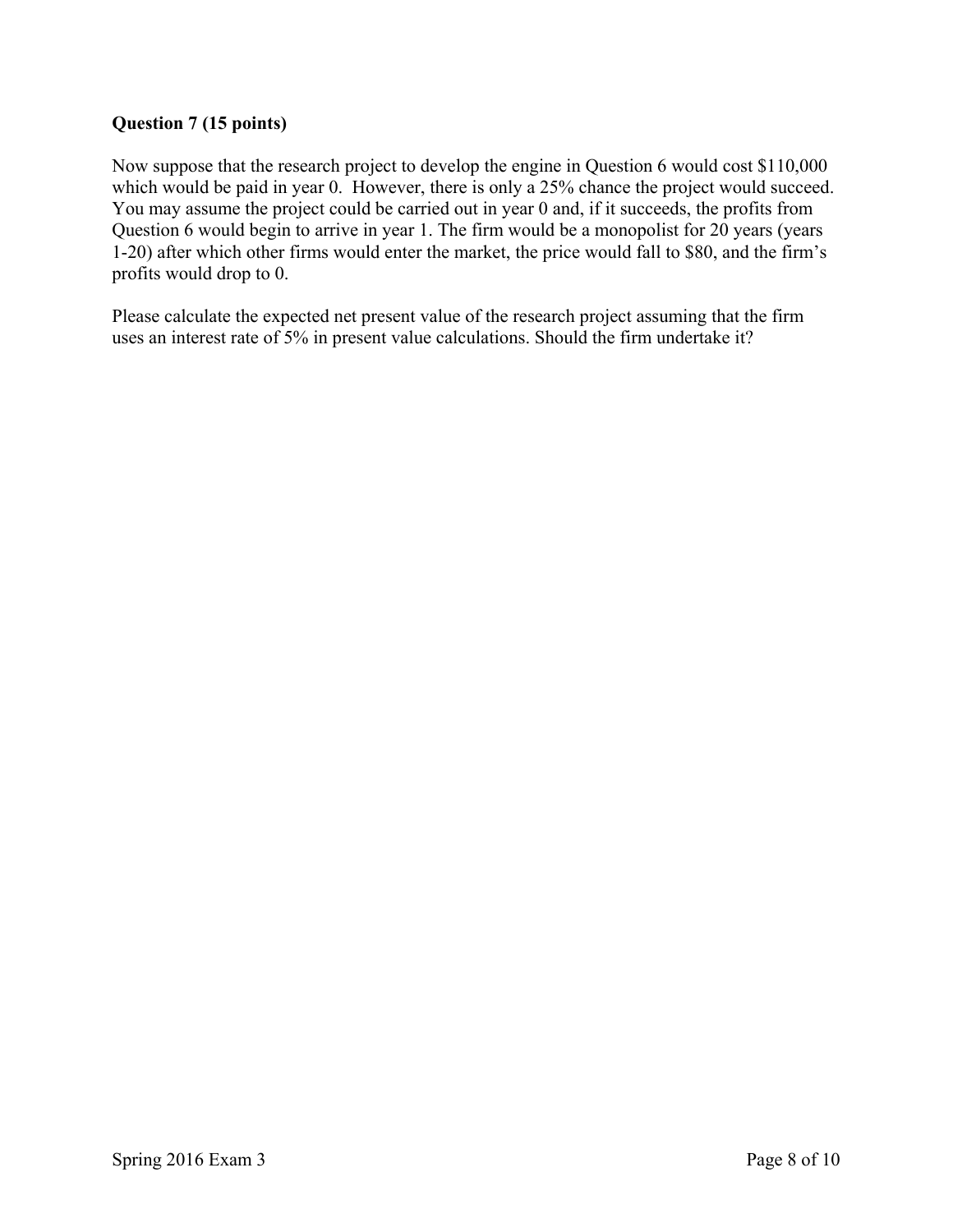**Question 7 (15 points)**

Now suppose that the research project to develop the engine in Question 6 would cost \$110,000 which would be paid in year 0. However, there is only a 25% chance the project would succeed. You may assume the project could be carried out in year 0 and, if it succeeds, the profits from Question 6 would begin to arrive in year 1. The firm would be a monopolist for 20 years (years 1-20) after which other firms would enter the market, the price would fall to \$80, and the firm's profits would drop to 0.

Please calculate the expected net present value of the research project assuming that the firm uses an interest rate of 5% in present value calculations. Should the firm undertake it?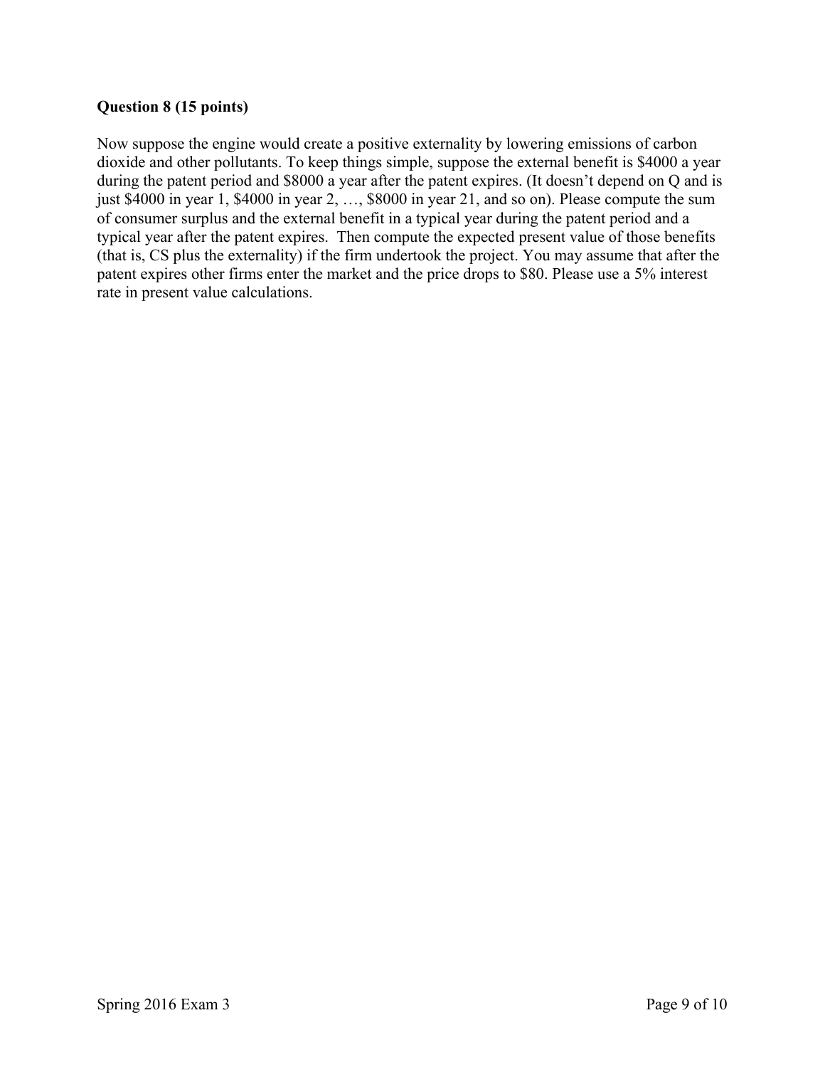**Question 8 (15 points)**

Now suppose the engine would create a positive externality by lowering emissions of carbon dioxide and other pollutants. To keep things simple, suppose the external benefit is \$4000 a year during the patent period and \$8000 a year after the patent expires. (It doesn't depend on Q and is just \$4000 in year 1, \$4000 in year 2, …, \$8000 in year 21, and so on). Please compute the sum of consumer surplus and the external benefit in a typical year during the patent period and a typical year after the patent expires. Then compute the expected present value of those benefits (that is, CS plus the externality) if the firm undertook the project. You may assume that after the patent expires other firms enter the market and the price drops to \$80. Please use a 5% interest rate in present value calculations.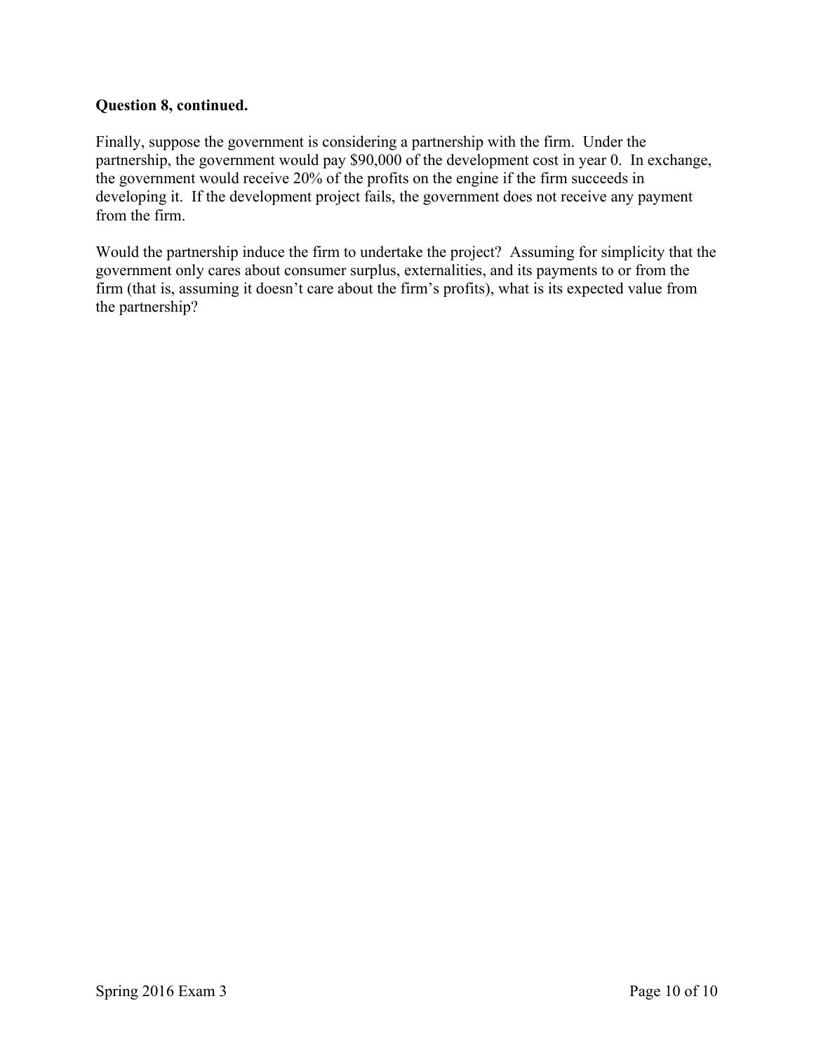**Question 8, continued.**

Finally, suppose the government is considering a partnership with the firm. Under the partnership, the government would pay $90,000 of the development cost in year 0. In exchange, the government would receive 20% of the profits on the engine if the firm succeeds in developing it. If the development project fails, the government does not receive any payment from the firm.

Would the partnership induce the firm to undertake the project? Assuming for simplicity that the government only cares about consumer surplus, externalities, and its payments to or from the firm (that is, assuming it doesn't care about the firm's profits), what is its expected value from the partnership?